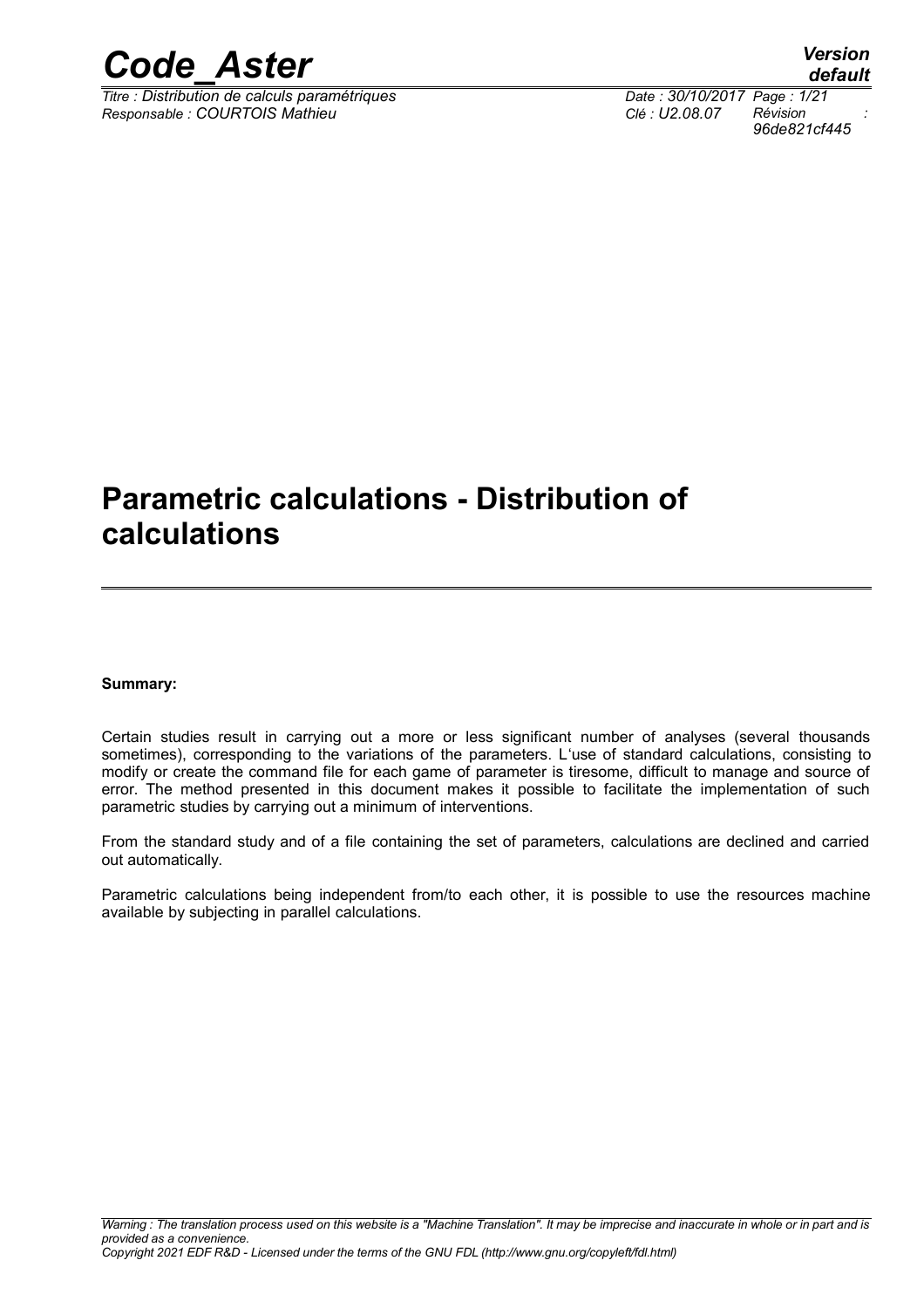# Parametric calculations - Distribution of calculations

**Summary:**

Certain studies result in carrying out a more or less significant number of analyses (several thousands sometimes), corresponding to the variations of the parameters. L'use of standard calculations, consisting to modify or create the command file for each game of parameter is tiresome, difficult to manage and source of error. The method presented in this document makes it possible to facilitate the implementation of such parametric studies by carrying out a minimum of interventions.

From the standard study and of a file containing the set of parameters, calculations are declined and carried out automatically.

Parametric calculations being independent from/to each other, it is possible to use the resources machine available by subjecting in parallel calculations.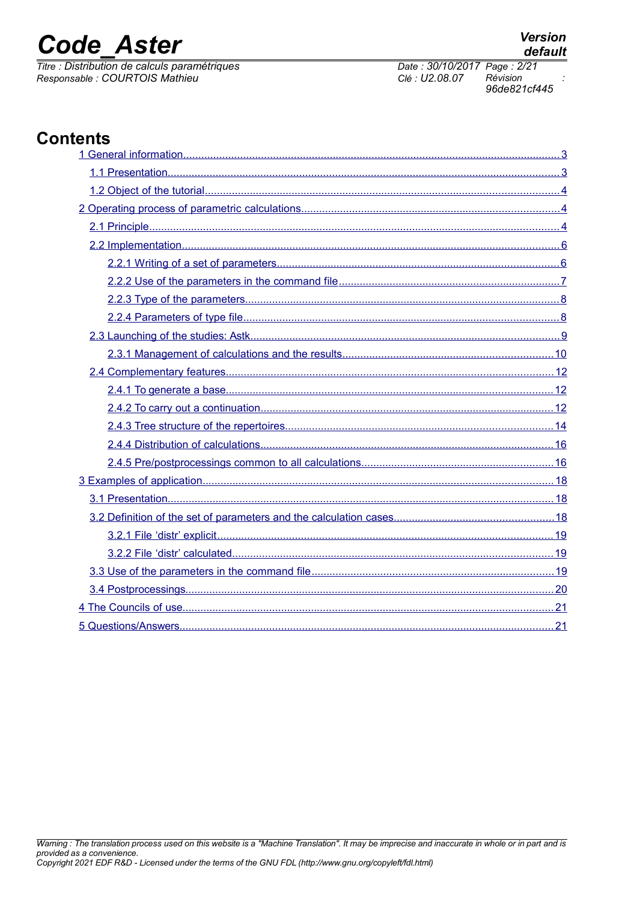# Contents

- 1 General information ..... 3
  - 1.1 Presentation ..... 3
  - 1.2 Object of the tutorial ..... 4
- 2 Operating process of parametric calculations ..... 4
  - 2.1 Principle ..... 4
  - 2.2 Implementation ..... 6
    - 2.2.1 Writing of a set of parameters ..... 6
    - 2.2.2 Use of the parameters in the command file ..... 7
    - 2.2.3 Type of the parameters ..... 8
    - 2.2.4 Parameters of type file ..... 8
  - 2.3 Launching of the studies: Astk ..... 9
    - 2.3.1 Management of calculations and the results ..... 10
  - 2.4 Complementary features ..... 12
    - 2.4.1 To generate a base ..... 12
    - 2.4.2 To carry out a continuation ..... 12
    - 2.4.3 Tree structure of the repertoires ..... 14
    - 2.4.4 Distribution of calculations ..... 16
    - 2.4.5 Pre/postprocessings common to all calculations ..... 16
- 3 Examples of application ..... 18
  - 3.1 Presentation ..... 18
  - 3.2 Definition of the set of parameters and the calculation cases ..... 18
    - 3.2.1 File 'distr' explicit ..... 19
    - 3.2.2 File 'distr' calculated ..... 19
  - 3.3 Use of the parameters in the command file ..... 19
  - 3.4 Postprocessings ..... 20
- 4 The Councils of use ..... 21
- 5 Questions/Answers ..... 21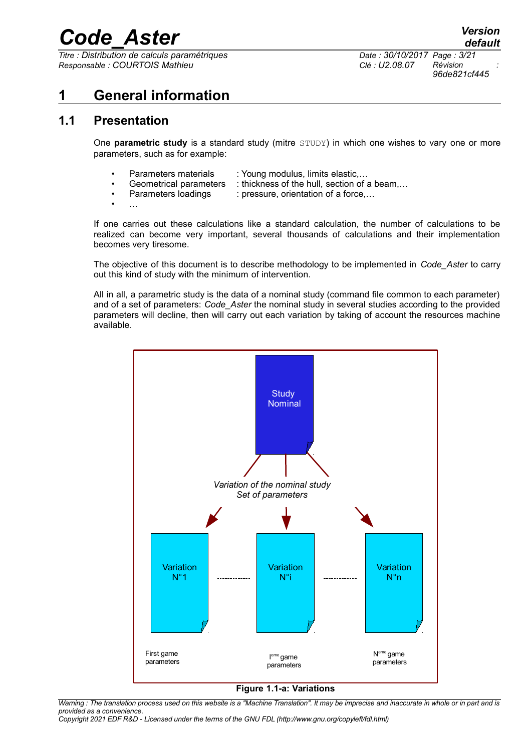# 1 General information

## 1.1 Presentation

One **parametric study** is a standard study (mitre STUDY) in which one wishes to vary one or more parameters, such as for example:

- Parameters materials : Young modulus, limits elastic,…
- Geometrical parameters : thickness of the hull, section of a beam,…
- Parameters loadings : pressure, orientation of a force,…
- …

If one carries out these calculations like a standard calculation, the number of calculations to be realized can become very important, several thousands of calculations and their implementation becomes very tiresome.

The objective of this document is to describe methodology to be implemented in *Code_Aster* to carry out this kind of study with the minimum of intervention.

All in all, a parametric study is the data of a nominal study (command file common to each parameter) and of a set of parameters: *Code_Aster* the nominal study in several studies according to the provided parameters will decline, then will carry out each variation by taking of account the resources machine available.

Study Nominal

*Variation of the nominal study*
*Set of parameters*

Variation N°1 ------------- Variation N°i ------------- Variation N°n

First game parameters — I[eme] game parameters — N[eme] game parameters

**Figure 1.1-a: Variations**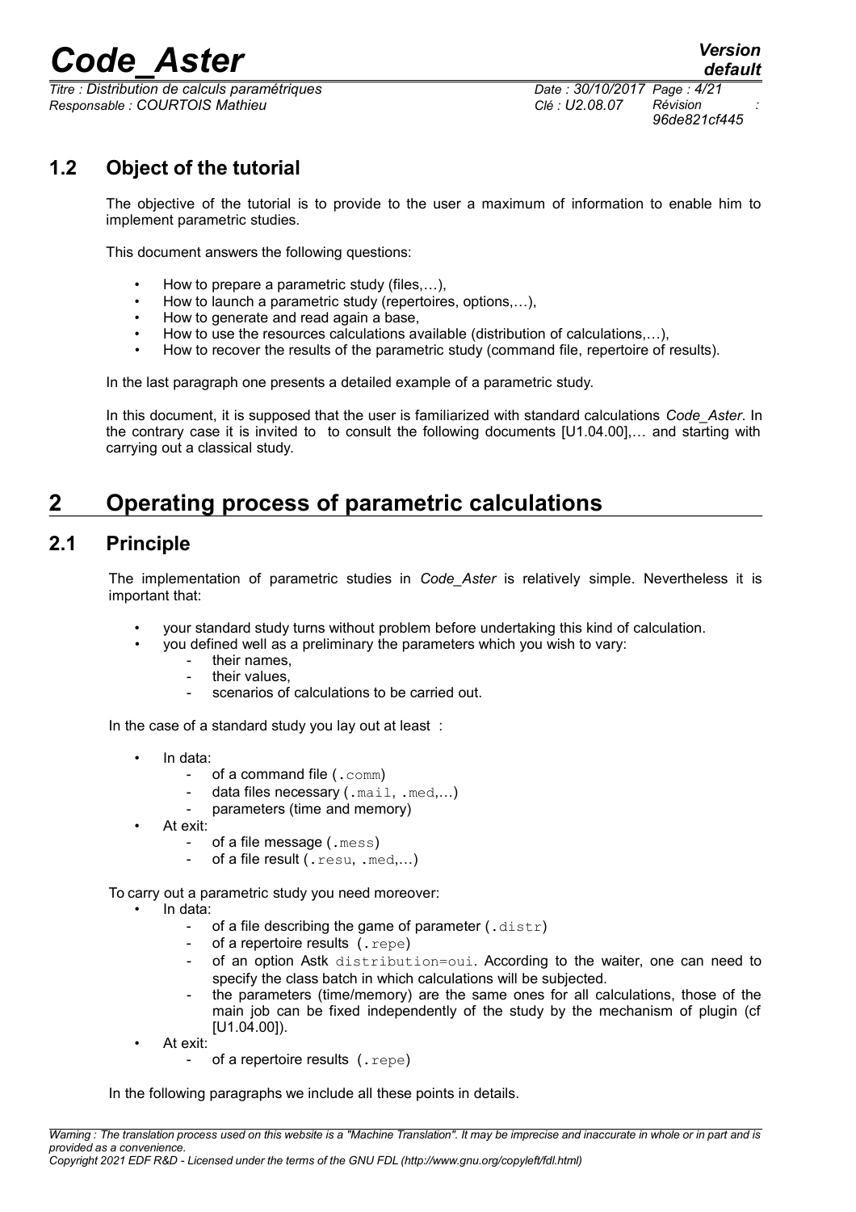## 1.2 Object of the tutorial

The objective of the tutorial is to provide to the user a maximum of information to enable him to implement parametric studies.

This document answers the following questions:

- How to prepare a parametric study (files,…),
- How to launch a parametric study (repertoires, options,…),
- How to generate and read again a base,
- How to use the resources calculations available (distribution of calculations,…),
- How to recover the results of the parametric study (command file, repertoire of results).

In the last paragraph one presents a detailed example of a parametric study.

In this document, it is supposed that the user is familiarized with standard calculations *Code_Aster*. In the contrary case it is invited to to consult the following documents [U1.04.00],… and starting with carrying out a classical study.

# 2 Operating process of parametric calculations

## 2.1 Principle

The implementation of parametric studies in *Code_Aster* is relatively simple. Nevertheless it is important that:

- your standard study turns without problem before undertaking this kind of calculation.
- you defined well as a preliminary the parameters which you wish to vary:
  - their names,
  - their values,
  - scenarios of calculations to be carried out.

In the case of a standard study you lay out at least :

- In data:
  - of a command file (`.comm`)
  - data files necessary (`.mail`, `.med`,…)
  - parameters (time and memory)
- At exit:
  - of a file message (`.mess`)
  - of a file result (`.resu`, `.med`,…)

To carry out a parametric study you need moreover:

- In data:
  - of a file describing the game of parameter (`.distr`)
  - of a repertoire results (`.repe`)
  - of an option Astk `distribution=oui`. According to the waiter, one can need to specify the class batch in which calculations will be subjected.
  - the parameters (time/memory) are the same ones for all calculations, those of the main job can be fixed independently of the study by the mechanism of plugin (cf [U1.04.00]).
- At exit:
  - of a repertoire results (`.repe`)

In the following paragraphs we include all these points in details.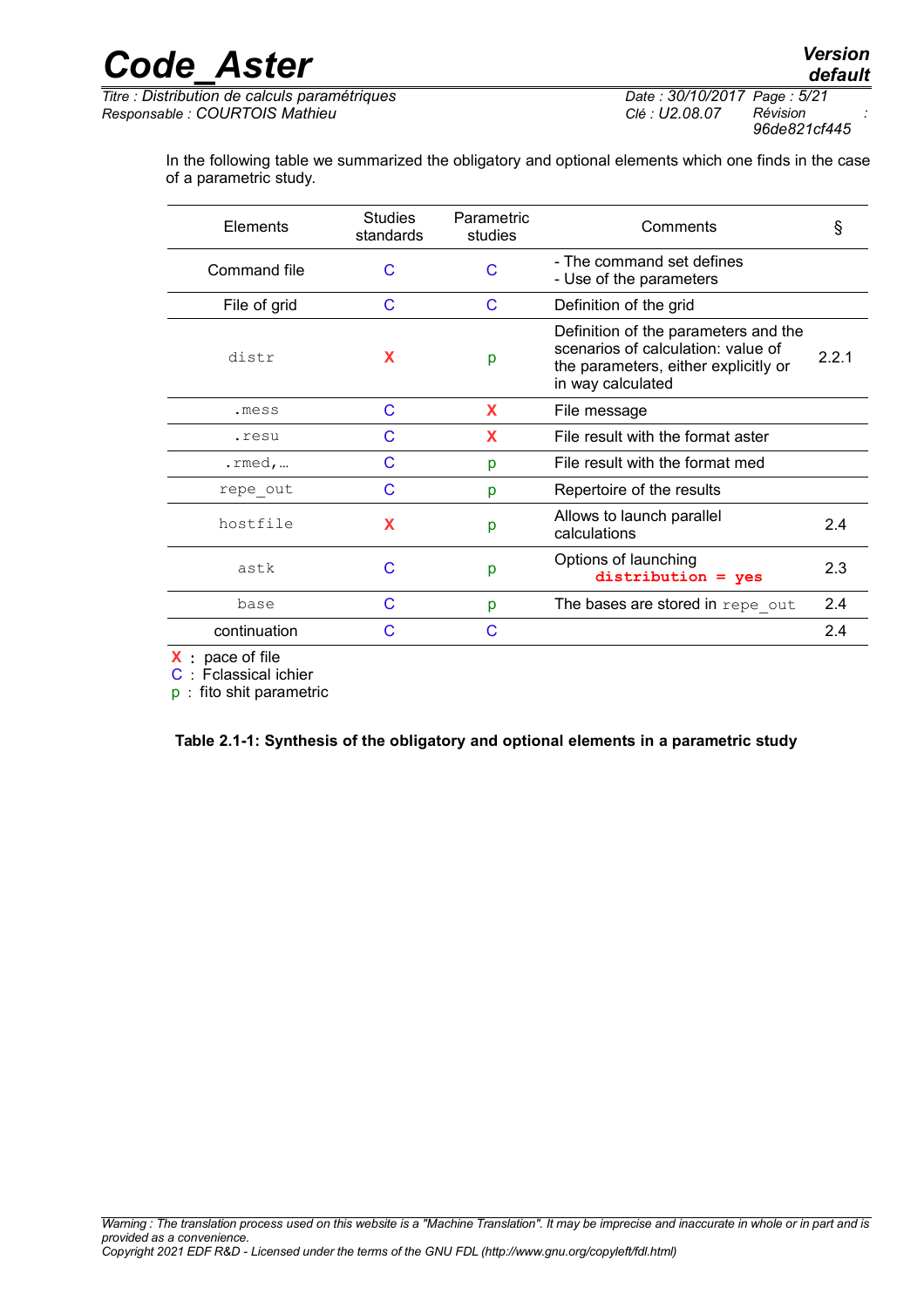In the following table we summarized the obligatory and optional elements which one finds in the case of a parametric study.

| Elements | Studies standards | Parametric studies | Comments | § |
|---|---|---|---|---|
| Command file | C | C | - The command set defines<br>- Use of the parameters | |
| File of grid | C | C | Definition of the grid | |
| `distr` | X | p | Definition of the parameters and the scenarios of calculation: value of the parameters, either explicitly or in way calculated | 2.2.1 |
| `.mess` | C | X | File message | |
| `.resu` | C | X | File result with the format aster | |
| `.rmed,…` | C | p | File result with the format med | |
| `repe_out` | C | p | Repertoire of the results | |
| `hostfile` | X | p | Allows to launch parallel calculations | 2.4 |
| `astk` | C | p | Options of launching<br>**`distribution = yes`** | 2.3 |
| `base` | C | p | The bases are stored in `repe_out` | 2.4 |
| continuation | C | C | | 2.4 |

X : pace of file
C : Fclassical ichier
p : fito shit parametric

**Table 2.1-1: Synthesis of the obligatory and optional elements in a parametric study**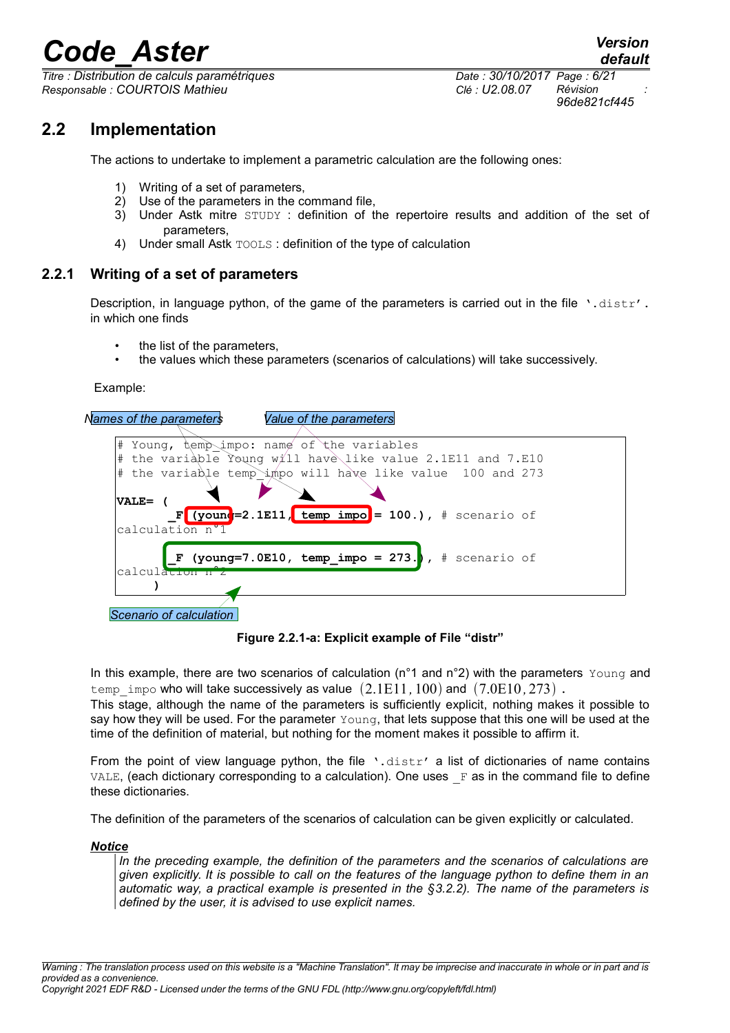## 2.2 Implementation

The actions to undertake to implement a parametric calculation are the following ones:

1) Writing of a set of parameters,
2) Use of the parameters in the command file,
3) Under Astk mitre `STUDY` : definition of the repertoire results and addition of the set of parameters,
4) Under small Astk `TOOLS` : definition of the type of calculation

### 2.2.1 Writing of a set of parameters

Description, in language python, of the game of the parameters is carried out in the file `'.distr'`. in which one finds

- the list of the parameters,
- the values which these parameters (scenarios of calculations) will take successively.

Example:

*Names of the parameters* *Value of the parameters*

```
# Young, temp_impo: name of the variables
# the variable Young will have like value 2.1E11 and 7.E10
# the variable temp_impo will have like value  100 and 273

VALE= (
       _F (young=2.1E11, temp_impo = 100.), # scenario of
calculation n°1

       _F (young=7.0E10, temp_impo = 273.), # scenario of
calculation n°2
      )
```

*Scenario of calculation*

**Figure 2.2.1-a: Explicit example of File "distr"**

In this example, there are two scenarios of calculation (n°1 and n°2) with the parameters `Young` and `temp_impo` who will take successively as value $(2.1E11, 100)$ and $(7.0E10, 273)$ .
This stage, although the name of the parameters is sufficiently explicit, nothing makes it possible to say how they will be used. For the parameter `Young`, that lets suppose that this one will be used at the time of the definition of material, but nothing for the moment makes it possible to affirm it.

From the point of view language python, the file `'.distr'` a list of dictionaries of name contains `VALE`, (each dictionary corresponding to a calculation). One uses `_F` as in the command file to define these dictionaries.

The definition of the parameters of the scenarios of calculation can be given explicitly or calculated.

***Notice***

*In the preceding example, the definition of the parameters and the scenarios of calculations are given explicitly. It is possible to call on the features of the language python to define them in an automatic way, a practical example is presented in the §3.2.2). The name of the parameters is defined by the user, it is advised to use explicit names.*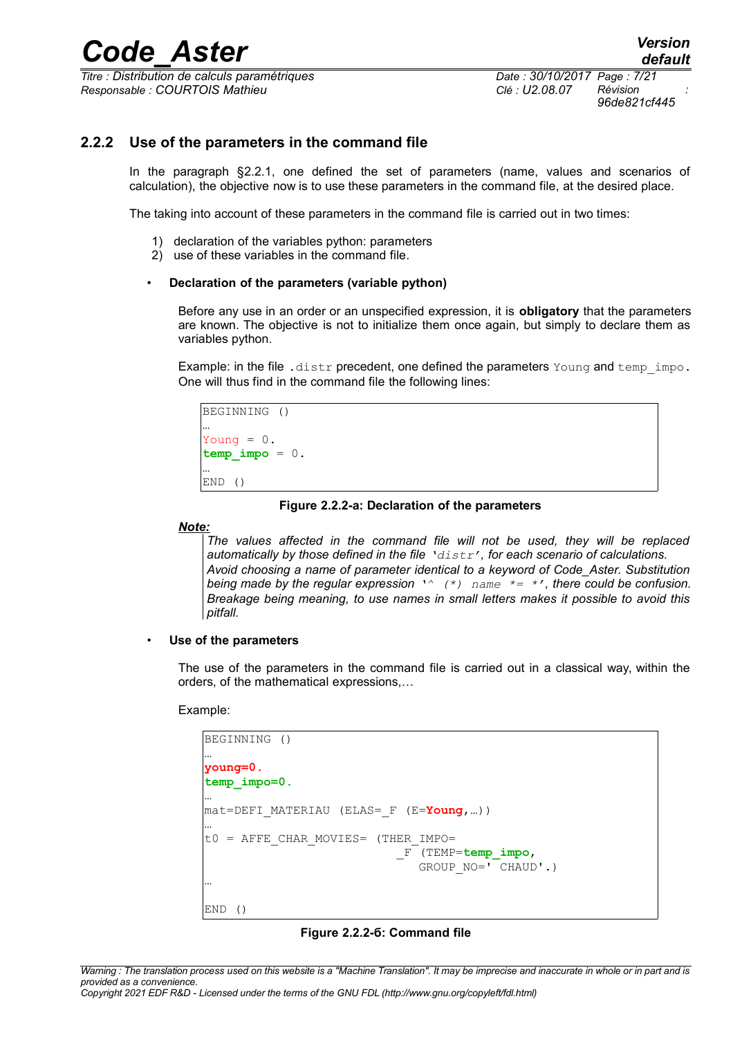### 2.2.2 Use of the parameters in the command file

In the paragraph §2.2.1, one defined the set of parameters (name, values and scenarios of calculation), the objective now is to use these parameters in the command file, at the desired place.

The taking into account of these parameters in the command file is carried out in two times:

1) declaration of the variables python: parameters
2) use of these variables in the command file.

- **Declaration of the parameters (variable python)**

Before any use in an order or an unspecified expression, it is **obligatory** that the parameters are known. The objective is not to initialize them once again, but simply to declare them as variables python.

Example: in the file `.distr` precedent, one defined the parameters `Young` and `temp_impo`. One will thus find in the command file the following lines:

```
BEGINNING ()
…
Young = 0.
temp_impo = 0.
…
END ()
```

**Figure 2.2.2-a: Declaration of the parameters**

***Note:***

*The values affected in the command file will not be used, they will be replaced automatically by those defined in the file '`distr`', for each scenario of calculations.*
*Avoid choosing a name of parameter identical to a keyword of Code_Aster. Substitution being made by the regular expression '`^ (*) name *= *`', there could be confusion. Breakage being meaning, to use names in small letters makes it possible to avoid this pitfall.*

- **Use of the parameters**

The use of the parameters in the command file is carried out in a classical way, within the orders, of the mathematical expressions,…

Example:

```
BEGINNING ()
…
young=0.
temp_impo=0.
…
mat=DEFI_MATERIAU (ELAS=_F (E=Young,…))
…
t0 = AFFE_CHAR_MOVIES= (THER_IMPO=
                          _F (TEMP=temp_impo,
                             GROUP_NO=' CHAUD'.)
…

END ()
```

**Figure 2.2.2-б: Command file**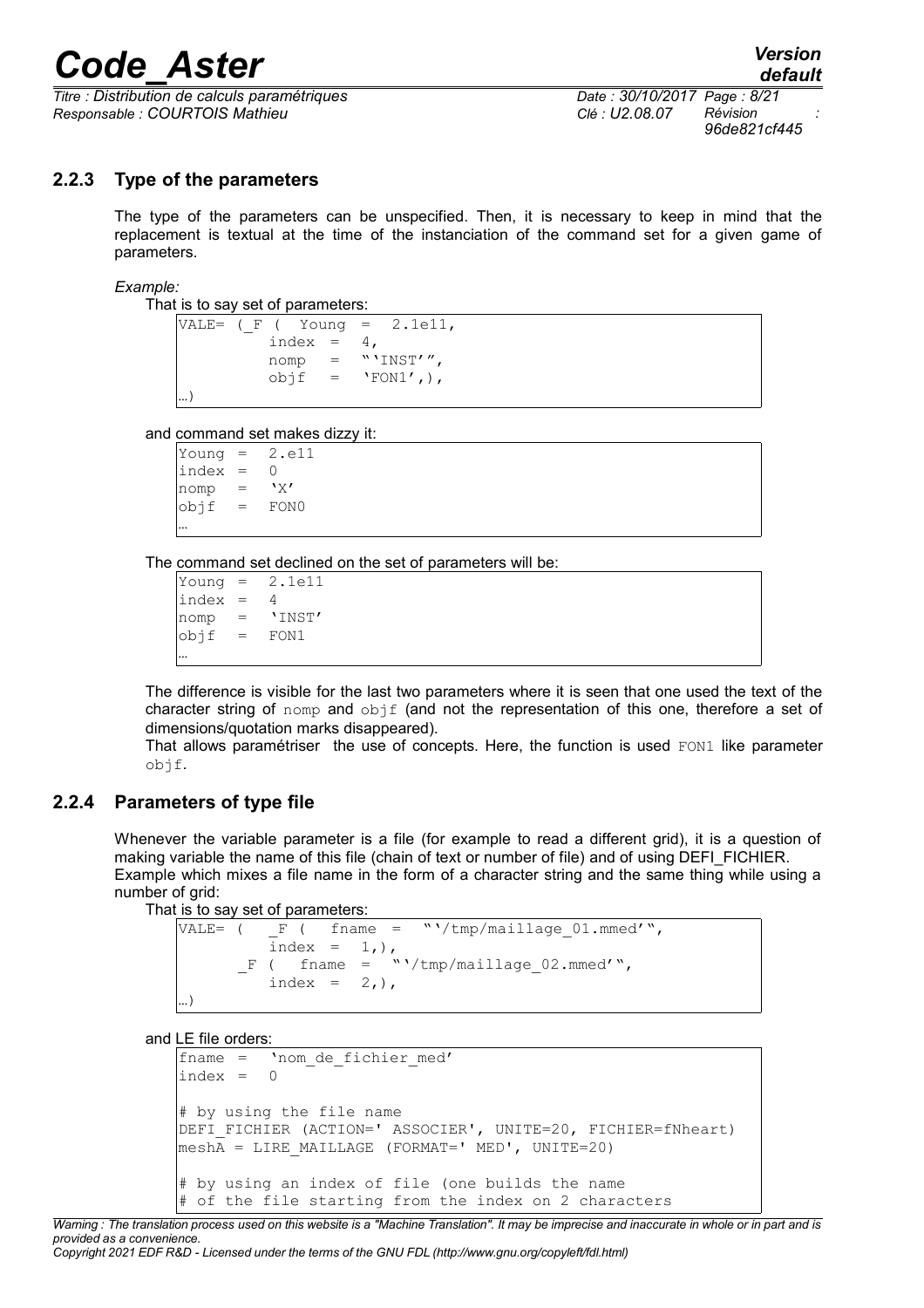### 2.2.3 Type of the parameters

The type of the parameters can be unspecified. Then, it is necessary to keep in mind that the replacement is textual at the time of the instanciation of the command set for a given game of parameters.

*Example:*

That is to say set of parameters:

```
VALE= (_F (  Young  =  2.1e11,
          index  =  4,
          nomp   =  "'INST'",
          objf   =  'FON1',),
…)
```

and command set makes dizzy it:

```
Young  =  2.e11
index  =  0
nomp   =  'X'
objf   =  FON0
…
```

The command set declined on the set of parameters will be:

```
Young  =  2.1e11
index  =  4
nomp   =  'INST'
objf   =  FON1
…
```

The difference is visible for the last two parameters where it is seen that one used the text of the character string of nomp and objf (and not the representation of this one, therefore a set of dimensions/quotation marks disappeared).

That allows paramétriser the use of concepts. Here, the function is used FON1 like parameter objf.

### 2.2.4 Parameters of type file

Whenever the variable parameter is a file (for example to read a different grid), it is a question of making variable the name of this file (chain of text or number of file) and of using DEFI_FICHIER.

Example which mixes a file name in the form of a character string and the same thing while using a number of grid:

That is to say set of parameters:

```
VALE= (   _F (   fname  =  "'/tmp/maillage_01.mmed'",
            index  =  1,),
       _F (   fname  =  "'/tmp/maillage_02.mmed'",
            index  =  2,),
…)
```

and LE file orders:

```
fname  =   'nom_de_fichier_med'
index  =   0

# by using the file name
DEFI_FICHIER (ACTION=' ASSOCIER', UNITE=20, FICHIER=fNheart)
meshA = LIRE_MAILLAGE (FORMAT=' MED', UNITE=20)

# by using an index of file (one builds the name
# of the file starting from the index on 2 characters
```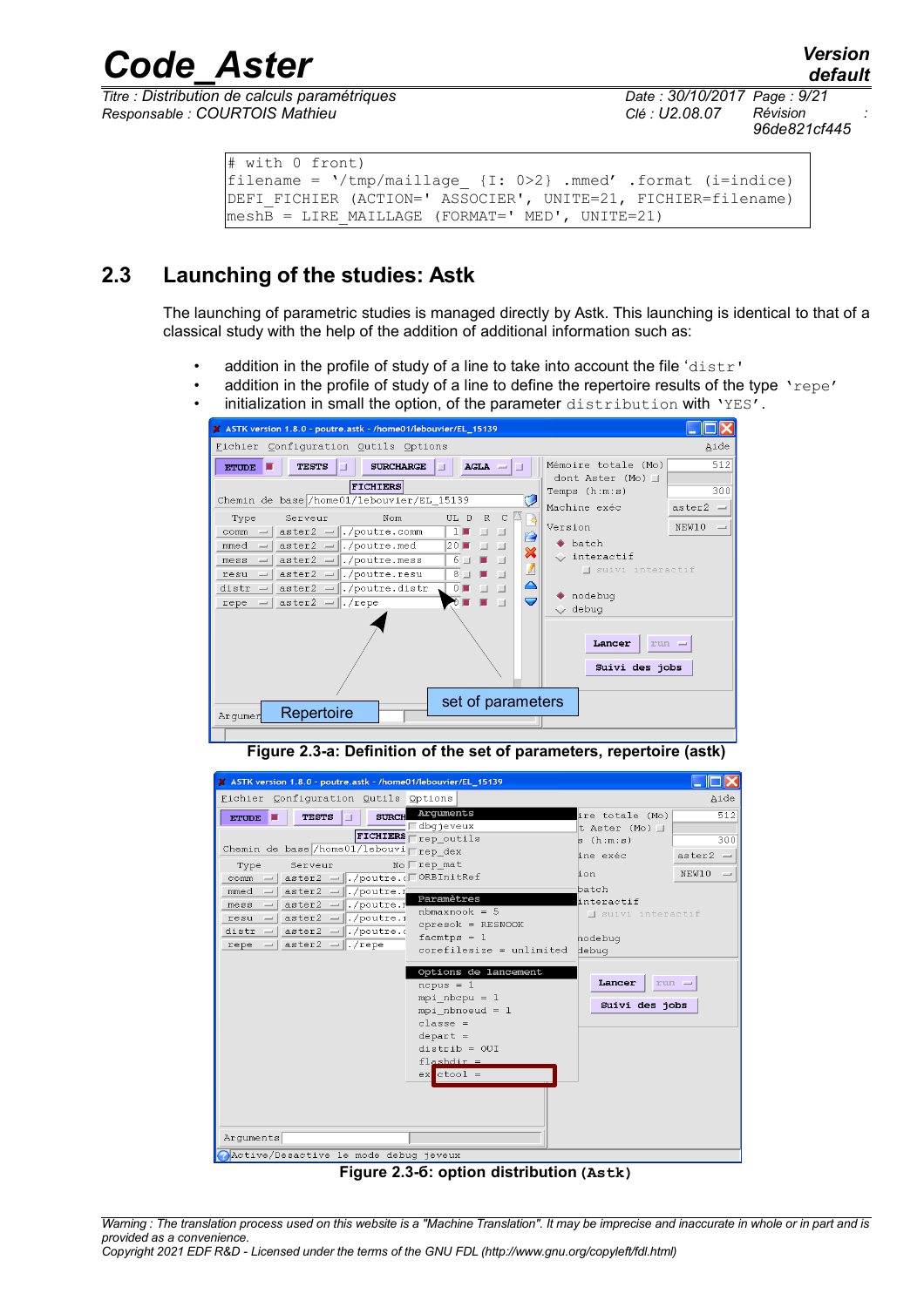```
# with 0 front)
filename = '/tmp/maillage_ {I: 0>2} .mmed' .format (i=indice)
DEFI_FICHIER (ACTION=' ASSOCIER', UNITE=21, FICHIER=filename)
meshB = LIRE_MAILLAGE (FORMAT=' MED', UNITE=21)
```

## 2.3 Launching of the studies: Astk

The launching of parametric studies is managed directly by Astk. This launching is identical to that of a classical study with the help of the addition of additional information such as:

- addition in the profile of study of a line to take into account the file `'distr'`
- addition in the profile of study of a line to define the repertoire results of the type `'repe'`
- initialization in small the option, of the parameter `distribution` with `'YES'`.

**Figure 2.3-a: Definition of the set of parameters, repertoire (astk)**

**Figure 2.3-6: option distribution (Astk)**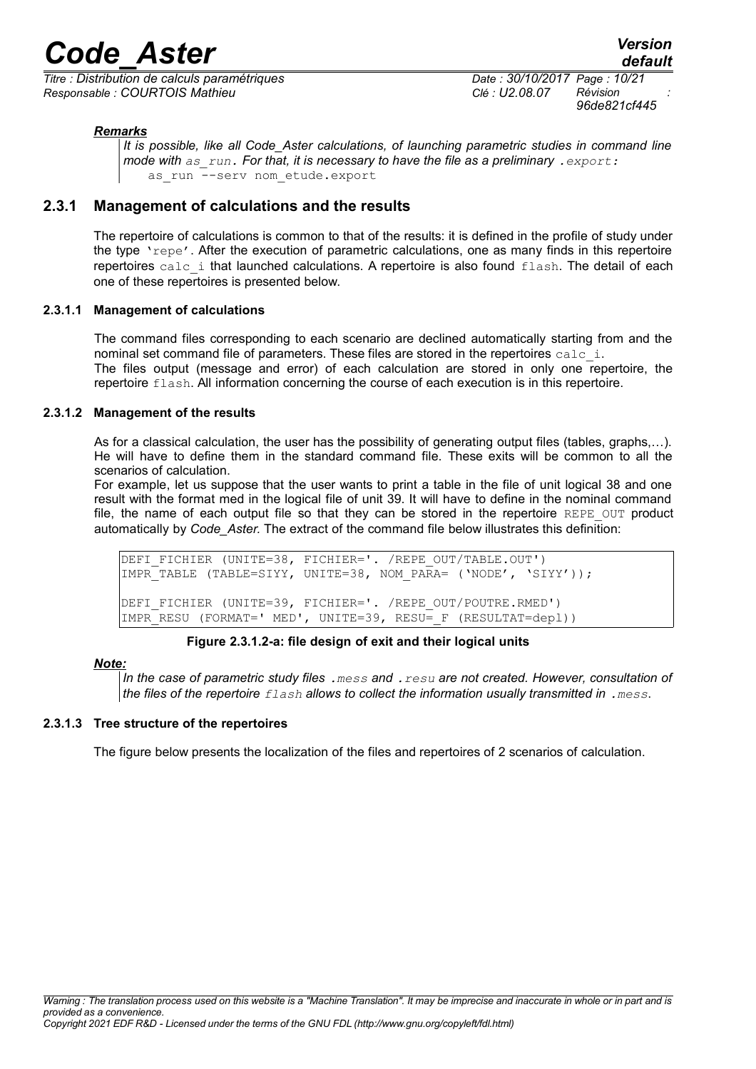***Remarks***

*It is possible, like all Code_Aster calculations, of launching parametric studies in command line mode with `as_run`. For that, it is necessary to have the file as a preliminary `.export`:*

```
as_run --serv nom_etude.export
```

### 2.3.1 Management of calculations and the results

The repertoire of calculations is common to that of the results: it is defined in the profile of study under the type `'repe'`. After the execution of parametric calculations, one as many finds in this repertoire repertoires `calc_i` that launched calculations. A repertoire is also found `flash`. The detail of each one of these repertoires is presented below.

#### 2.3.1.1 Management of calculations

The command files corresponding to each scenario are declined automatically starting from and the nominal set command file of parameters. These files are stored in the repertoires `calc_i`.
The files output (message and error) of each calculation are stored in only one repertoire, the repertoire `flash`. All information concerning the course of each execution is in this repertoire.

#### 2.3.1.2 Management of the results

As for a classical calculation, the user has the possibility of generating output files (tables, graphs,…). He will have to define them in the standard command file. These exits will be common to all the scenarios of calculation.

For example, let us suppose that the user wants to print a table in the file of unit logical 38 and one result with the format med in the logical file of unit 39. It will have to define in the nominal command file, the name of each output file so that they can be stored in the repertoire `REPE_OUT` product automatically by *Code_Aster.* The extract of the command file below illustrates this definition:

```
DEFI_FICHIER (UNITE=38, FICHIER='. /REPE_OUT/TABLE.OUT')
IMPR_TABLE (TABLE=SIYY, UNITE=38, NOM_PARA= ('NODE', 'SIYY'));

DEFI_FICHIER (UNITE=39, FICHIER='. /REPE_OUT/POUTRE.RMED')
IMPR_RESU (FORMAT=' MED', UNITE=39, RESU=_F (RESULTAT=dep1))
```

**Figure 2.3.1.2-a: file design of exit and their logical units**

***Note:***

*In the case of parametric study files `.mess` and `.resu` are not created. However, consultation of the files of the repertoire `flash` allows to collect the information usually transmitted in `.mess`.*

#### 2.3.1.3 Tree structure of the repertoires

The figure below presents the localization of the files and repertoires of 2 scenarios of calculation.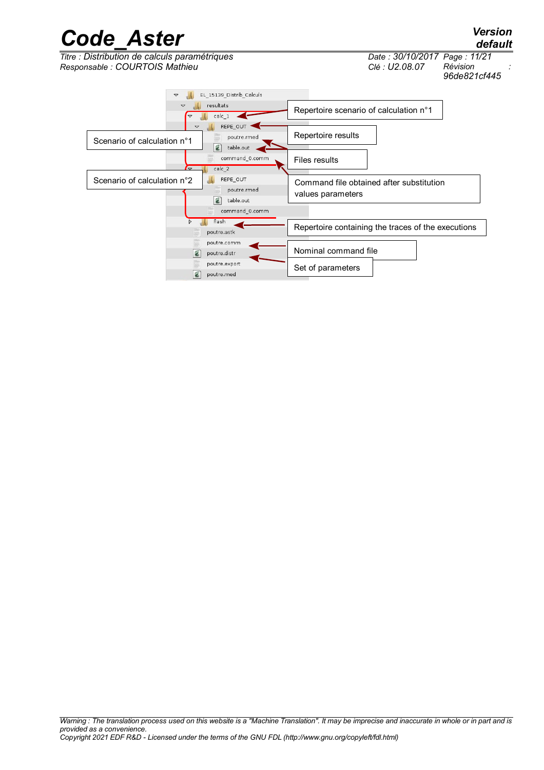EL_15139_Distrib_Calculs
- resultats
  - calc_1 ← Repertoire scenario of calculation n°1
    - REPE_OUT ← Repertoire results
      - poutre.rmed ← Files results
      - table.out ← Files results
    - command_0.comm ← Command file obtained after substitution values parameters
  - calc_2
    - REPE_OUT
      - poutre.rmed
      - table.out
    - command_0.comm
- flash ← Repertoire containing the traces of the executions
- poutre.astk
- poutre.comm ← Nominal command file
- poutre.distr ← Set of parameters
- poutre.export
- poutre.mmed

Scenario of calculation n°1

Scenario of calculation n°2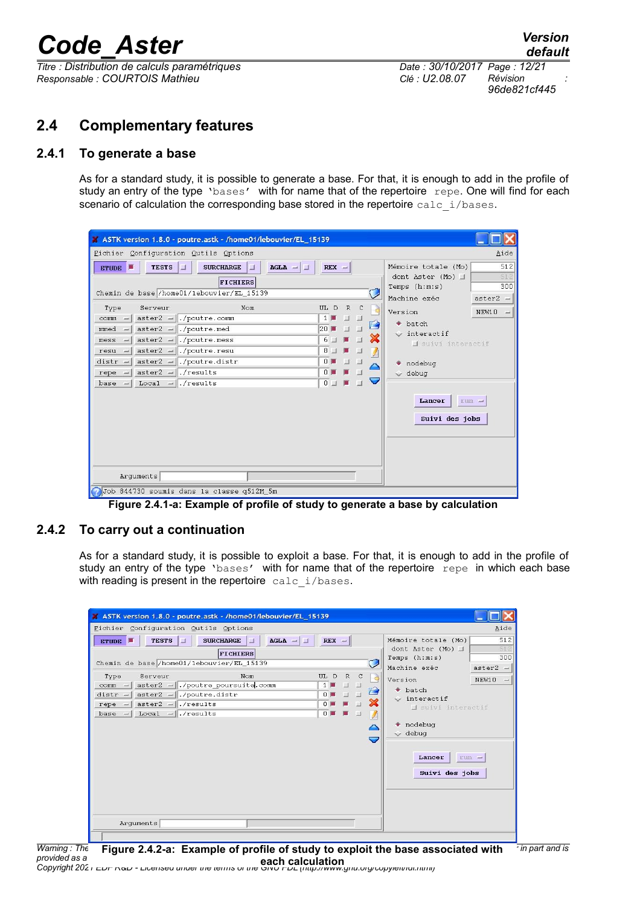## 2.4 Complementary features

### 2.4.1 To generate a base

As for a standard study, it is possible to generate a base. For that, it is enough to add in the profile of study an entry of the type `'bases'` with for name that of the repertoire `repe`. One will find for each scenario of calculation the corresponding base stored in the repertoire `calc_i/bases`.

Figure 2.4.1-a: Example of profile of study to generate a base by calculation

### 2.4.2 To carry out a continuation

As for a standard study, it is possible to exploit a base. For that, it is enough to add in the profile of study an entry of the type `'bases'` with for name that of the repertoire `repe` in which each base with reading is present in the repertoire `calc_i/bases`.

Figure 2.4.2-a: Example of profile of study to exploit the base associated with each calculation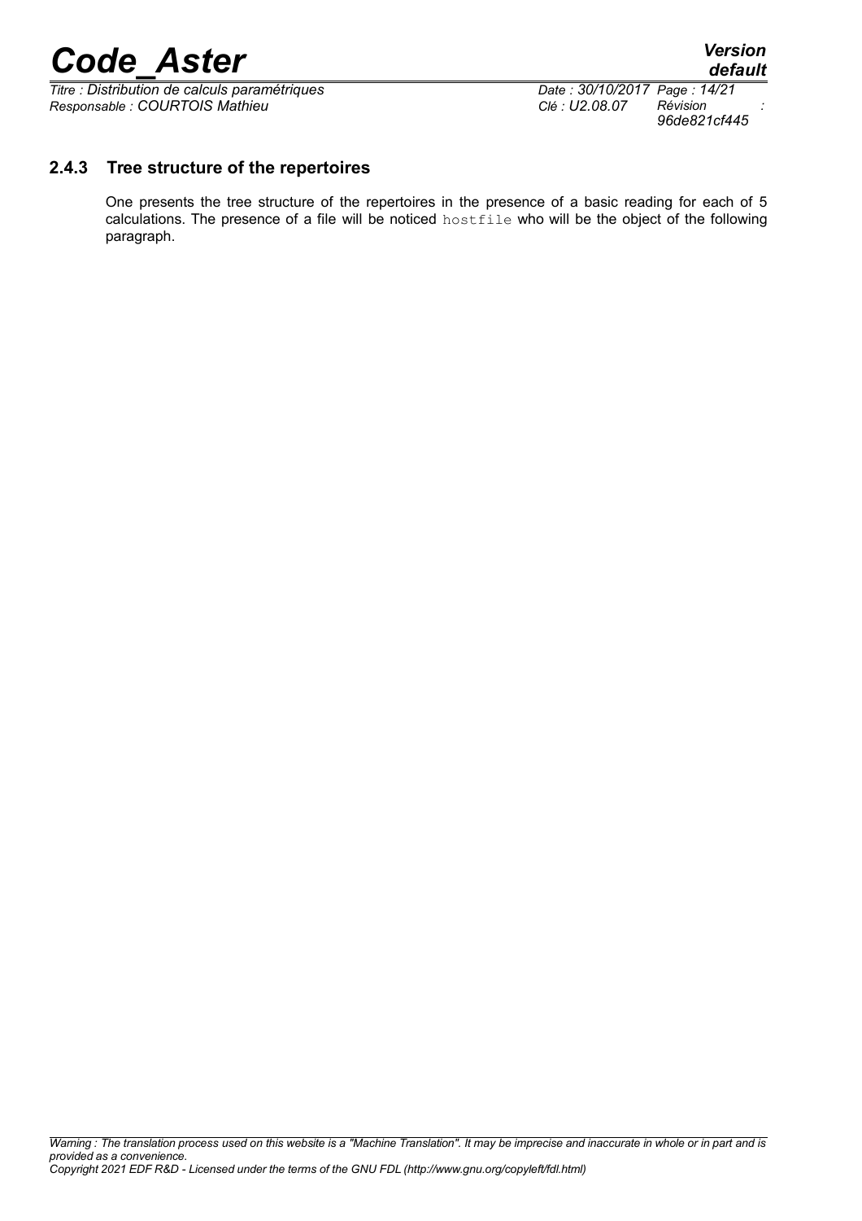### 2.4.3 Tree structure of the repertoires

One presents the tree structure of the repertoires in the presence of a basic reading for each of 5 calculations. The presence of a file will be noticed `hostfile` who will be the object of the following paragraph.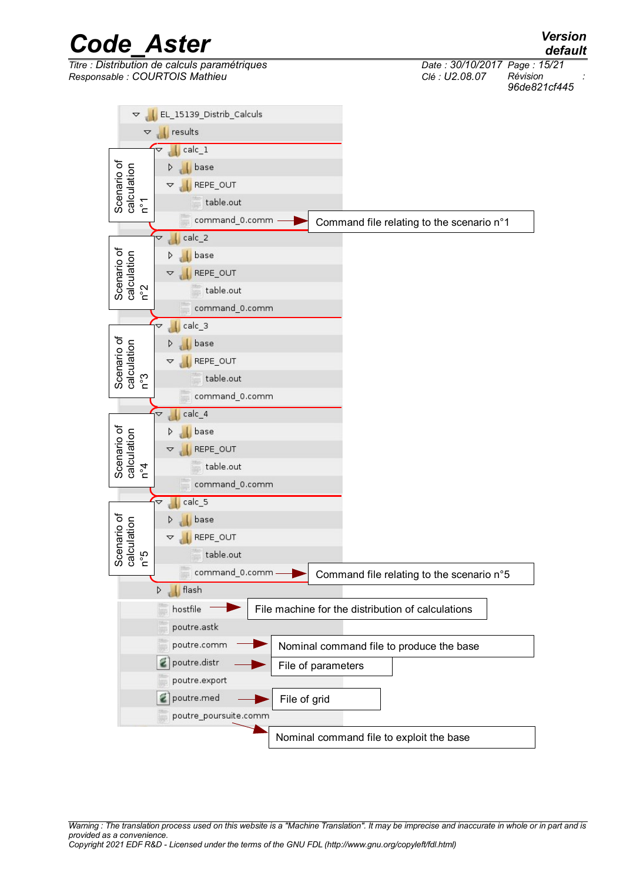```
▽ EL_15139_Distrib_Calculs
  ▽ results
    ▽ calc_1                         ← Scenario of calculation n°1
      ▷ base
      ▽ REPE_OUT
          table.out
        command_0.comm  ──►  Command file relating to the scenario n°1
    ▽ calc_2                         ← Scenario of calculation n°2
      ▷ base
      ▽ REPE_OUT
          table.out
        command_0.comm
    ▽ calc_3                         ← Scenario of calculation n°3
      ▷ base
      ▽ REPE_OUT
          table.out
        command_0.comm
    ▽ calc_4                         ← Scenario of calculation n°4
      ▷ base
      ▽ REPE_OUT
          table.out
        command_0.comm
    ▽ calc_5                         ← Scenario of calculation n°5
      ▷ base
      ▽ REPE_OUT
          table.out
        command_0.comm  ──►  Command file relating to the scenario n°5
    ▷ flash
  hostfile               ──►  File machine for the distribution of calculations
  poutre.astk
  poutre.comm            ──►  Nominal command file to produce the base
  poutre.distr           ──►  File of parameters
  poutre.export
  poutre.med             ──►  File of grid
  poutre_poursuite.comm  ──►  Nominal command file to exploit the base
```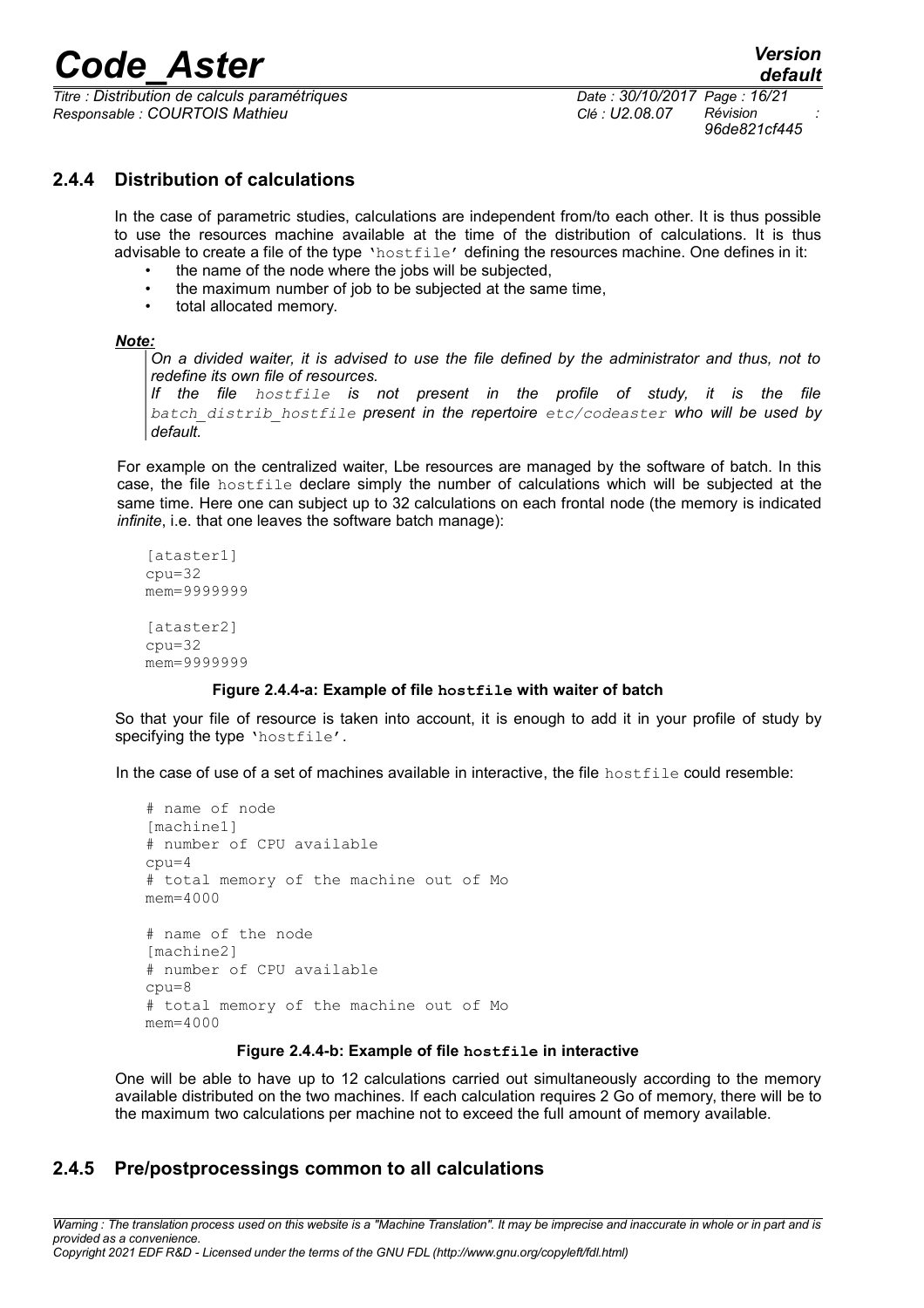### 2.4.4 Distribution of calculations

In the case of parametric studies, calculations are independent from/to each other. It is thus possible to use the resources machine available at the time of the distribution of calculations. It is thus advisable to create a file of the type 'hostfile' defining the resources machine. One defines in it:

- the name of the node where the jobs will be subjected,
- the maximum number of job to be subjected at the same time,
- total allocated memory.

***Note:***

*On a divided waiter, it is advised to use the file defined by the administrator and thus, not to redefine its own file of resources.*
*If the file `hostfile` is not present in the profile of study, it is the file `batch_distrib_hostfile` present in the repertoire `etc/codeaster` who will be used by default.*

For example on the centralized waiter, Lbe resources are managed by the software of batch. In this case, the file hostfile declare simply the number of calculations which will be subjected at the same time. Here one can subject up to 32 calculations on each frontal node (the memory is indicated *infinite*, i.e. that one leaves the software batch manage):

```
[ataster1]
cpu=32
mem=9999999

[ataster2]
cpu=32
mem=9999999
```

**Figure 2.4.4-a: Example of file `hostfile` with waiter of batch**

So that your file of resource is taken into account, it is enough to add it in your profile of study by specifying the type 'hostfile'.

In the case of use of a set of machines available in interactive, the file hostfile could resemble:

```
# name of node
[machine1]
# number of CPU available
cpu=4
# total memory of the machine out of Mo
mem=4000

# name of the node
[machine2]
# number of CPU available
cpu=8
# total memory of the machine out of Mo
mem=4000
```

**Figure 2.4.4-b: Example of file `hostfile` in interactive**

One will be able to have up to 12 calculations carried out simultaneously according to the memory available distributed on the two machines. If each calculation requires 2 Go of memory, there will be to the maximum two calculations per machine not to exceed the full amount of memory available.

### 2.4.5 Pre/postprocessings common to all calculations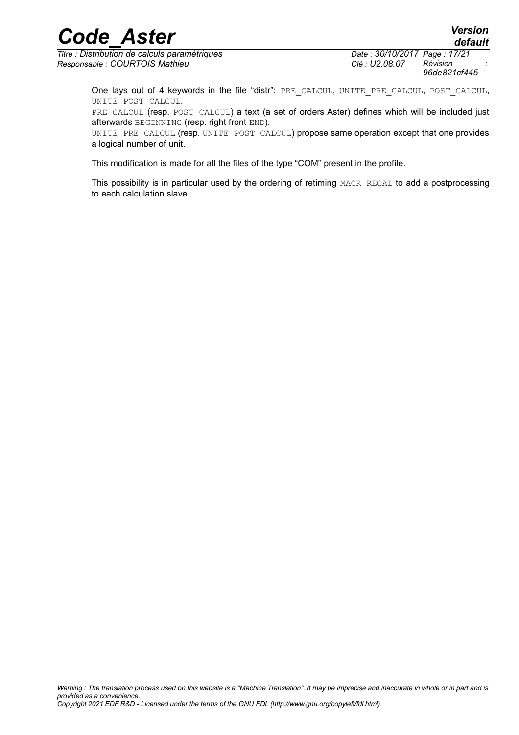One lays out of 4 keywords in the file "distr": `PRE_CALCUL`, `UNITE_PRE_CALCUL`, `POST_CALCUL`, `UNITE_POST_CALCUL`.

`PRE_CALCUL` (resp. `POST_CALCUL`) a text (a set of orders Aster) defines which will be included just afterwards `BEGINNING` (resp. right front `END`).

`UNITE_PRE_CALCUL` (resp. `UNITE_POST_CALCUL`) propose same operation except that one provides a logical number of unit.

This modification is made for all the files of the type "COM" present in the profile.

This possibility is in particular used by the ordering of retiming `MACR_RECAL` to add a postprocessing to each calculation slave.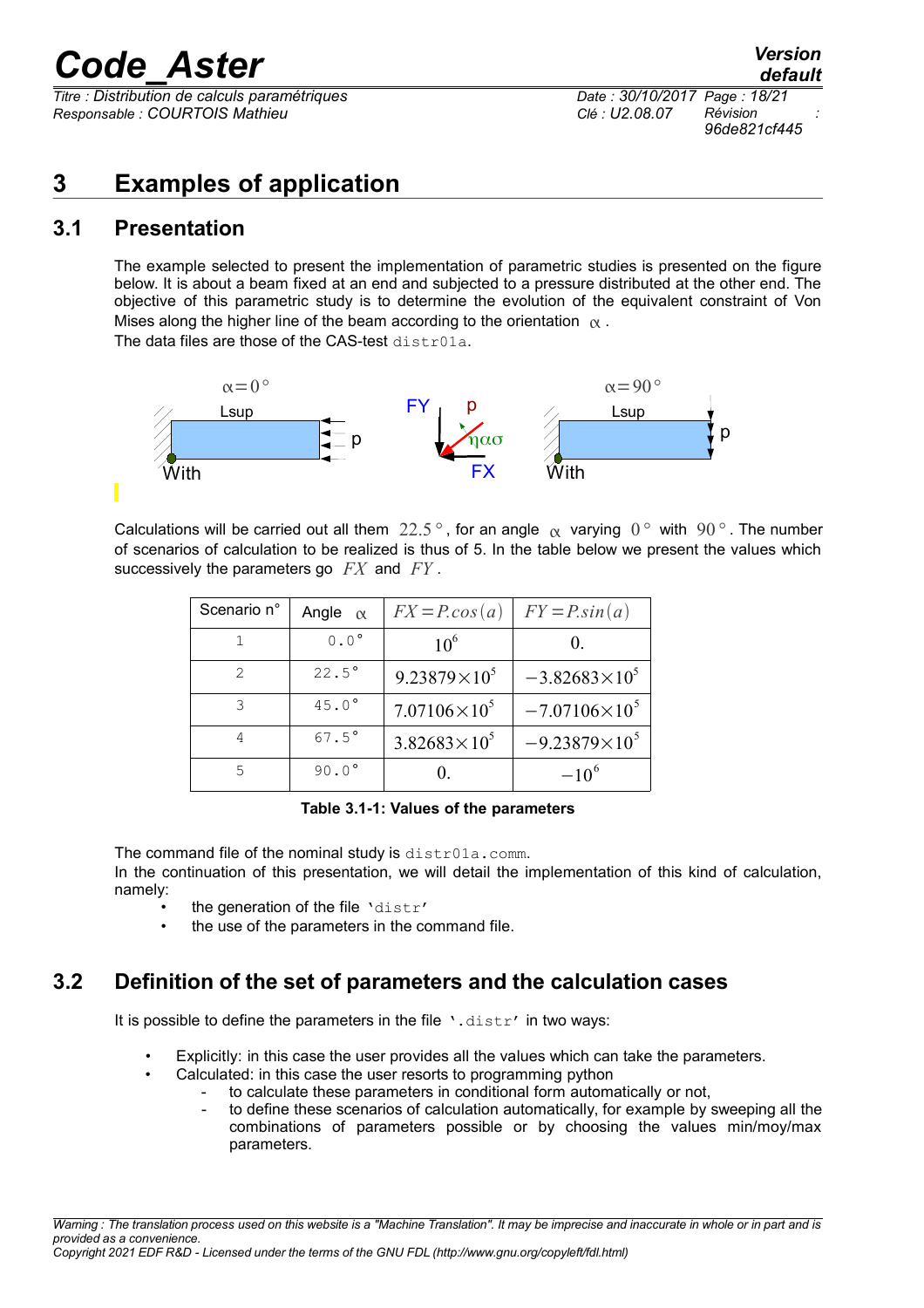# 3 Examples of application

## 3.1 Presentation

The example selected to present the implementation of parametric studies is presented on the figure below. It is about a beam fixed at an end and subjected to a pressure distributed at the other end. The objective of this parametric study is to determine the evolution of the equivalent constraint of Von Mises along the higher line of the beam according to the orientation $\alpha$.

The data files are those of the CAS-test distr01a.

$\alpha=0°$ Lsup p With — FY p $\eta\alpha\sigma$ FX — $\alpha=90°$ Lsup p With

Calculations will be carried out all them $22.5°$, for an angle $\alpha$ varying $0°$ with $90°$. The number of scenarios of calculation to be realized is thus of 5. In the table below we present the values which successively the parameters go $FX$ and $FY$.

| Scenario n° | Angle $\alpha$ | $FX=P.cos(a)$ | $FY=P.sin(a)$ |
|---|---|---|---|
| 1 | 0.0° | $10^6$ | $0.$ |
| 2 | 22.5° | $9.23879\times10^5$ | $-3.82683\times10^5$ |
| 3 | 45.0° | $7.07106\times10^5$ | $-7.07106\times10^5$ |
| 4 | 67.5° | $3.82683\times10^5$ | $-9.23879\times10^5$ |
| 5 | 90.0° | $0.$ | $-10^6$ |

**Table 3.1-1: Values of the parameters**

The command file of the nominal study is distr01a.comm.

In the continuation of this presentation, we will detail the implementation of this kind of calculation, namely:

- the generation of the file 'distr'
- the use of the parameters in the command file.

## 3.2 Definition of the set of parameters and the calculation cases

It is possible to define the parameters in the file '.distr' in two ways:

- Explicitly: in this case the user provides all the values which can take the parameters.
- Calculated: in this case the user resorts to programming python
  - to calculate these parameters in conditional form automatically or not,
  - to define these scenarios of calculation automatically, for example by sweeping all the combinations of parameters possible or by choosing the values min/moy/max parameters.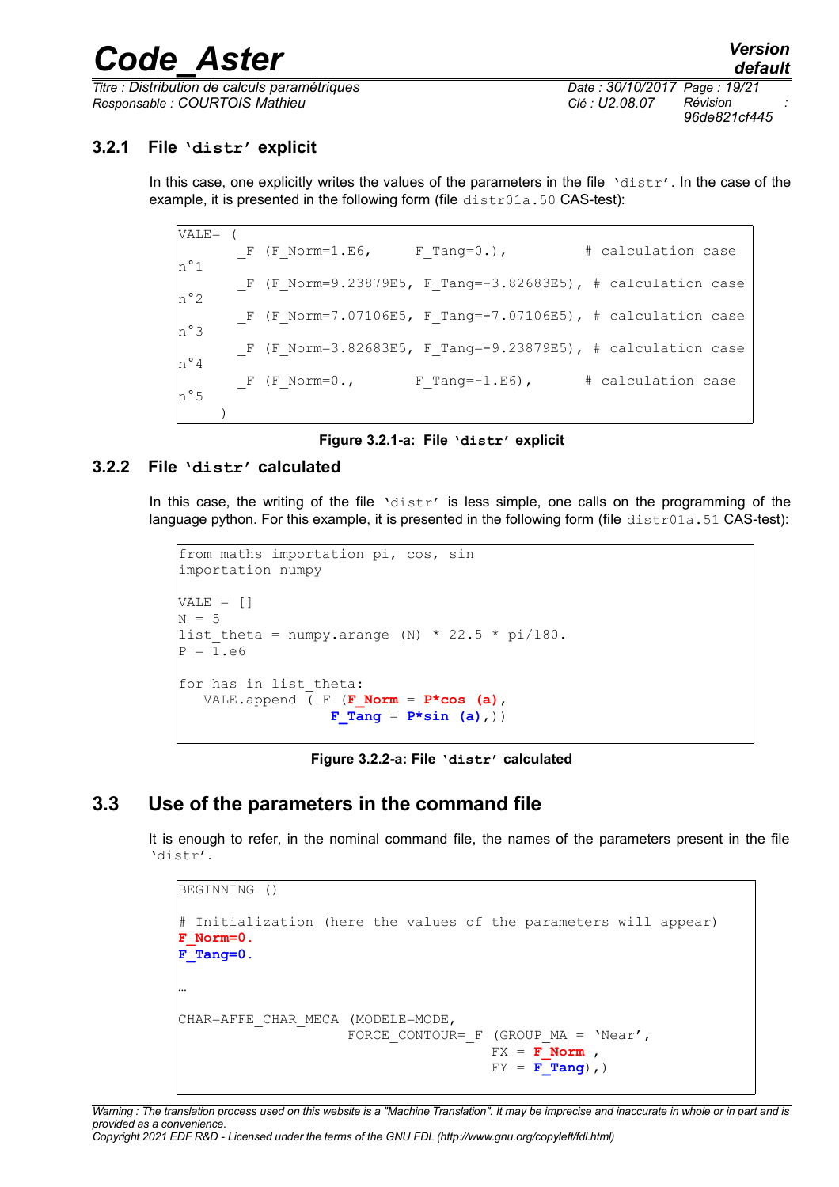### 3.2.1 File 'distr' explicit

In this case, one explicitly writes the values of the parameters in the file 'distr'. In the case of the example, it is presented in the following form (file distr01a.50 CAS-test):

```
VALE= (
       _F (F_Norm=1.E6,      F_Tang=0.),          # calculation case
n°1
       _F (F_Norm=9.23879E5, F_Tang=-3.82683E5), # calculation case
n°2
       _F (F_Norm=7.07106E5, F_Tang=-7.07106E5), # calculation case
n°3
       _F (F_Norm=3.82683E5, F_Tang=-9.23879E5), # calculation case
n°4
       _F (F_Norm=0.,        F_Tang=-1.E6),       # calculation case
n°5
     )
```

**Figure 3.2.1-a: File 'distr' explicit**

### 3.2.2 File 'distr' calculated

In this case, the writing of the file 'distr' is less simple, one calls on the programming of the language python. For this example, it is presented in the following form (file distr01a.51 CAS-test):

```
from maths importation pi, cos, sin
importation numpy

VALE = []
N = 5
list_theta = numpy.arange (N) * 22.5 * pi/180.
P = 1.e6

for has in list_theta:
   VALE.append (_F (F_Norm = P*cos (a),
                    F_Tang = P*sin (a),))
```

**Figure 3.2.2-a: File 'distr' calculated**

## 3.3 Use of the parameters in the command file

It is enough to refer, in the nominal command file, the names of the parameters present in the file 'distr'.

```
BEGINNING ()

# Initialization (here the values of the parameters will appear)
F_Norm=0.
F_Tang=0.

…

CHAR=AFFE_CHAR_MECA (MODELE=MODE,
                    FORCE_CONTOUR=_F (GROUP_MA = 'Near',
                                     FX = F_Norm ,
                                     FY = F_Tang),)
```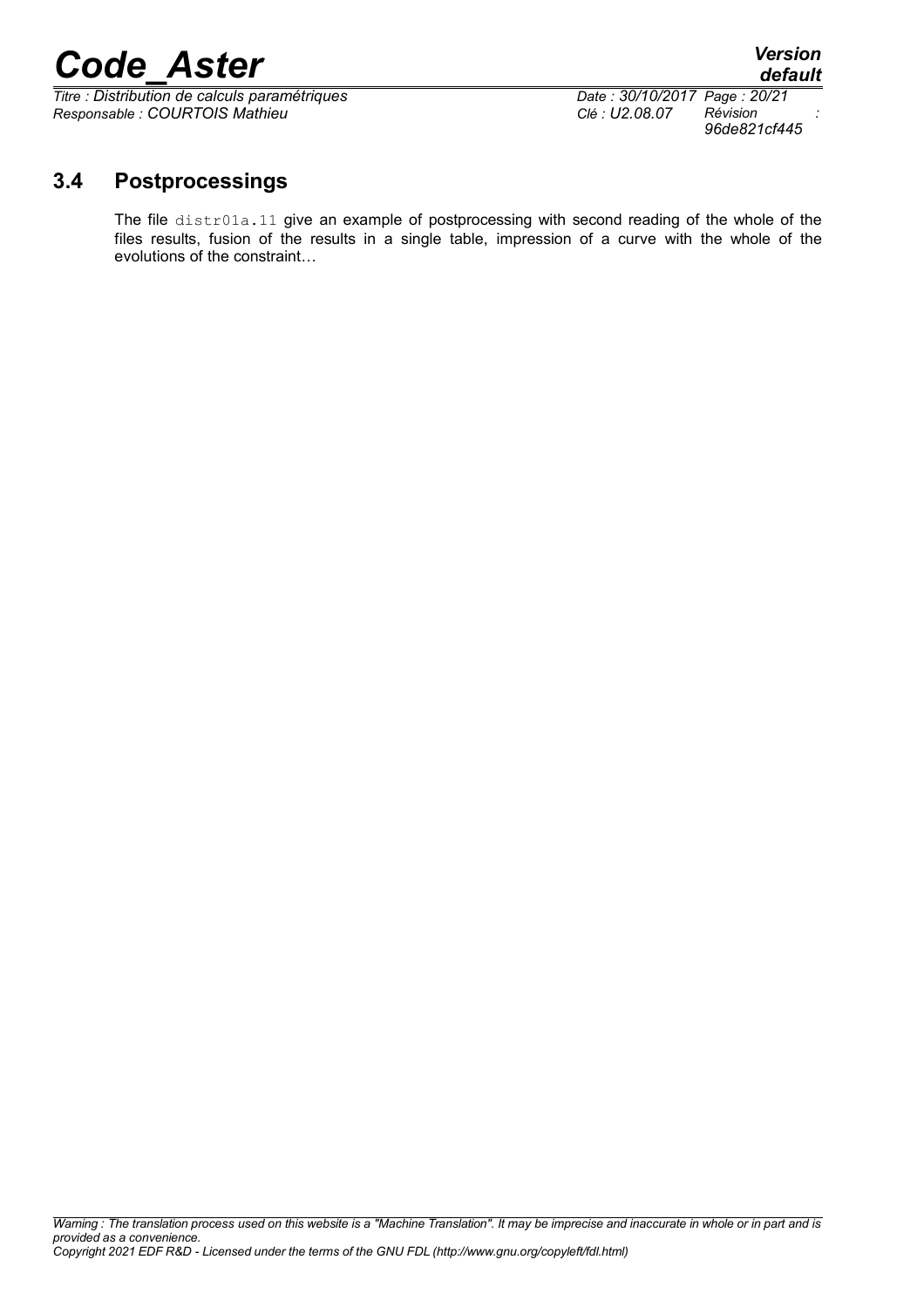## 3.4 Postprocessings

The file `distr01a.11` give an example of postprocessing with second reading of the whole of the files results, fusion of the results in a single table, impression of a curve with the whole of the evolutions of the constraint…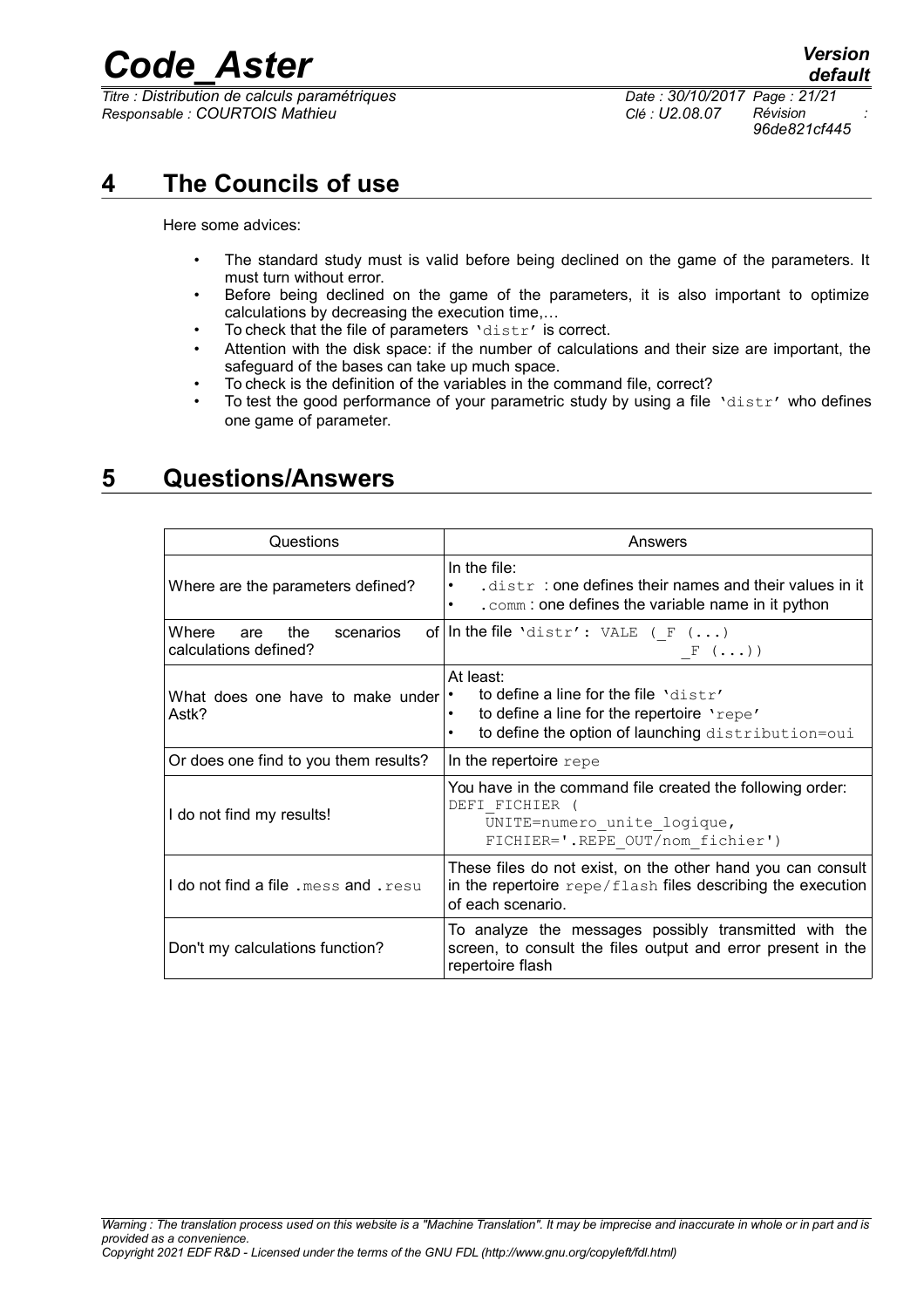# 4 The Councils of use

Here some advices:

- The standard study must is valid before being declined on the game of the parameters. It must turn without error.
- Before being declined on the game of the parameters, it is also important to optimize calculations by decreasing the execution time,…
- To check that the file of parameters `'distr'` is correct.
- Attention with the disk space: if the number of calculations and their size are important, the safeguard of the bases can take up much space.
- To check is the definition of the variables in the command file, correct?
- To test the good performance of your parametric study by using a file `'distr'` who defines one game of parameter.

# 5 Questions/Answers

| Questions | Answers |
|---|---|
| Where are the parameters defined? | In the file:<br>• `.distr` : one defines their names and their values in it<br>• `.comm` : one defines the variable name in it python |
| Where are the scenarios of calculations defined? | In the file `'distr'`: `VALE ( _F (...)`<br>`_F (...))` |
| What does one have to make under Astk? | At least:<br>• to define a line for the file `'distr'`<br>• to define a line for the repertoire `'repe'`<br>• to define the option of launching `distribution=oui` |
| Or does one find to you them results? | In the repertoire `repe` |
| I do not find my results! | You have in the command file created the following order:<br>`DEFI_FICHIER (`<br>`UNITE=numero_unite_logique,`<br>`FICHIER='.REPE_OUT/nom_fichier')` |
| I do not find a file `.mess` and `.resu` | These files do not exist, on the other hand you can consult in the repertoire `repe/flash` files describing the execution of each scenario. |
| Don't my calculations function? | To analyze the messages possibly transmitted with the screen, to consult the files output and error present in the repertoire flash |